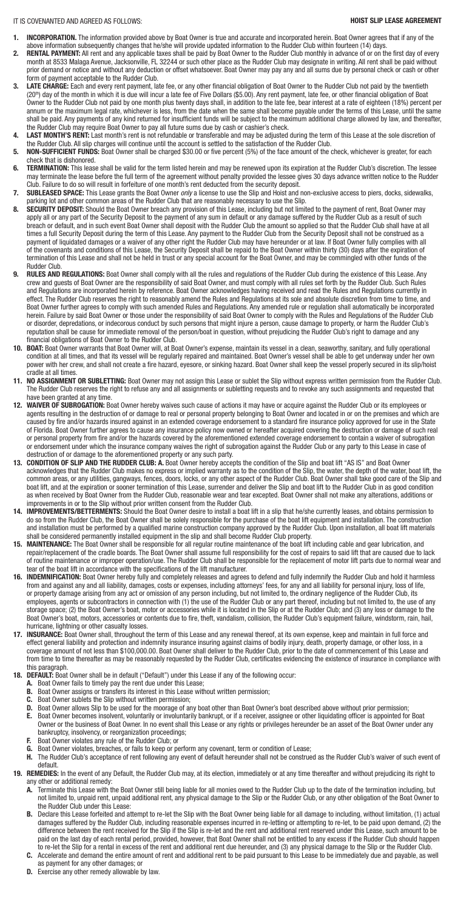IT IS COVENANTED AND AGREED AS FOLLOWS:

# HOIST SLIP LEASE AGREEMENT

1. **INCORPORATION.** The information provided above by Boat Owner is true and accurate and incorporated herein. Boat Owner agrees that if any of the above information subsequently changes that he/she will provide updated information to the Rudder Club within fourteen (14) days.
2. **RENTAL PAYMENT:** All rent and any applicable taxes shall be paid by Boat Owner to the Rudder Club monthly in advance of or on the first day of every month at 8533 Malaga Avenue, Jacksonville, FL 32244 or such other place as the Rudder Club may designate in writing. All rent shall be paid without prior demand or notice and without any deduction or offset whatsoever. Boat Owner may pay any and all sums due by personal check or cash or other form of payment acceptable to the Rudder Club.
3. **LATE CHARGE:** Each and every rent payment, late fee, or any other financial obligation of Boat Owner to the Rudder Club not paid by the twentieth (20th) day of the month in which it is due will incur a late fee of Five Dollars ($5.00). Any rent payment, late fee, or other financial obligation of Boat Owner to the Rudder Club not paid by one month plus twenty days shall, in addition to the late fee, bear interest at a rate of eighteen (18%) percent per annum or the maximum legal rate, whichever is less, from the date when the same shall become payable under the terms of this Lease, until the same shall be paid. Any payments of any kind returned for insufficient funds will be subject to the maximum additional charge allowed by law, and thereafter, the Rudder Club may require Boat Owner to pay all future sums due by cash or cashier's check.
4. **LAST MONTH'S RENT:** Last month's rent is not refundable or transferable and may be adjusted during the term of this Lease at the sole discretion of the Rudder Club. All slip charges will continue until the account is settled to the satisfaction of the Rudder Club.
5. **NON-SUFFICIENT FUNDS:** Boat Owner shall be charged $30.00 or five percent (5%) of the face amount of the check, whichever is greater, for each check that is dishonored.
6. **TERMINATION:** This lease shall be valid for the term listed herein and may be renewed upon its expiration at the Rudder Club's discretion. The lessee may terminate the lease before the full term of the agreement without penalty provided the lessee gives 30 days advance written notice to the Rudder Club. Failure to do so will result in forfeiture of one month's rent deducted from the security deposit.
7. **SUBLEASED SPACE:** This Lease grants the Boat Owner *only* a license to use the Slip and Hoist and non-exclusive access to piers, docks, sidewalks, parking lot and other common areas of the Rudder Club that are reasonably necessary to use the Slip.
8. **SECURITY DEPOSIT:** Should the Boat Owner breach any provision of this Lease, including but not limited to the payment of rent, Boat Owner may apply all or any part of the Security Deposit to the payment of any sum in default or any damage suffered by the Rudder Club as a result of such breach or default, and in such event Boat Owner shall deposit with the Rudder Club the amount so applied so that the Rudder Club shall have at all times a full Security Deposit during the term of this Lease. Any payment to the Rudder Club from the Security Deposit shall not be construed as a payment of liquidated damages or a waiver of any other right the Rudder Club may have hereunder or at law. If Boat Owner fully complies with all of the covenants and conditions of this Lease, the Security Deposit shall be repaid to the Boat Owner within thirty (30) days after the expiration of termination of this Lease and shall not be held in trust or any special account for the Boat Owner, and may be commingled with other funds of the Rudder Club.
9. **RULES AND REGULATIONS:** Boat Owner shall comply with all the rules and regulations of the Rudder Club during the existence of this Lease. Any crew and guests of Boat Owner are the responsibility of said Boat Owner, and must comply with all rules set forth by the Rudder Club. Such Rules and Regulations are incorporated herein by reference. Boat Owner acknowledges having received and read the Rules and Regulations currently in effect. The Rudder Club reserves the right to reasonably amend the Rules and Regulations at its sole and absolute discretion from time to time, and Boat Owner further agrees to comply with such amended Rules and Regulations. Any amended rule or regulation shall automatically be incorporated herein. Failure by said Boat Owner or those under the responsibility of said Boat Owner to comply with the Rules and Regulations of the Rudder Club or disorder, depredations, or indecorous conduct by such persons that might injure a person, cause damage to property, or harm the Rudder Club's reputation shall be cause for immediate removal of the person/boat in question, without prejudicing the Rudder Club's right to damage and any financial obligations of Boat Owner to the Rudder Club.
10. **BOAT:** Boat Owner warrants that Boat Owner will, at Boat Owner's expense, maintain its vessel in a clean, seaworthy, sanitary, and fully operational condition at all times, and that its vessel will be regularly repaired and maintained. Boat Owner's vessel shall be able to get underway under her own power with her crew, and shall not create a fire hazard, eyesore, or sinking hazard. Boat Owner shall keep the vessel properly secured in its slip/hoist cradle at all times.
11. **NO ASSIGNMENT OR SUBLETTING:** Boat Owner may not assign this Lease or sublet the Slip without express written permission from the Rudder Club. The Rudder Club reserves the right to refuse any and all assignments or subletting requests and to revoke any such assignments and requested that have been granted at any time.
12. **WAIVER OF SUBROGATION:** Boat Owner hereby waives such cause of actions it may have or acquire against the Rudder Club or its employees or agents resulting in the destruction of or damage to real or personal property belonging to Boat Owner and located in or on the premises and which are caused by fire and/or hazards insured against in an extended coverage endorsement to a standard fire insurance policy approved for use in the State of Florida. Boat Owner further agrees to cause any insurance policy now owned or hereafter acquired covering the destruction or damage of such real or personal property from fire and/or the hazards covered by the aforementioned extended coverage endorsement to contain a waiver of subrogation or endorsement under which the insurance company waives the right of subrogation against the Rudder Club or any party to this Lease in case of destruction of or damage to the aforementioned property or any such party.
13. **CONDITION OF SLIP AND THE RUDDER CLUB: A.** Boat Owner hereby accepts the condition of the Slip and boat lift "AS IS" and Boat Owner acknowledges that the Rudder Club makes no express or implied warranty as to the condition of the Slip, the water, the depth of the water, boat lift, the common areas, or any utilities, gangways, fences, doors, locks, or any other aspect of the Rudder Club. Boat Owner shall take good care of the Slip and boat lift, and at the expiration or sooner termination of this Lease, surrender and deliver the Slip and boat lift to the Rudder Club in as good condition as when received by Boat Owner from the Rudder Club, reasonable wear and tear excepted. Boat Owner shall not make any alterations, additions or improvements in or to the Slip without prior written consent from the Rudder Club.
14. **IMPROVEMENTS/BETTERMENTS:** Should the Boat Owner desire to install a boat lift in a slip that he/she currently leases, and obtains permission to do so from the Rudder Club, the Boat Owner shall be solely responsible for the purchase of the boat lift equipment and installation. The construction and installation must be performed by a qualified marine construction company approved by the Rudder Club. Upon installation, all boat lift materials shall be considered permanently installed equipment in the slip and shall become Rudder Club property.
15. **MAINTENANCE:** The Boat Owner shall be responsible for all regular routine maintenance of the boat lift including cable and gear lubrication, and repair/replacement of the cradle boards. The Boat Owner shall assume full responsibility for the cost of repairs to said lift that are caused due to lack of routine maintenance or improper operation/use. The Rudder Club shall be responsible for the replacement of motor lift parts due to normal wear and tear of the boat lift in accordance with the specifications of the lift manufacturer.
16. **INDEMNIFICATION:** Boat Owner hereby fully and completely releases and agrees to defend and fully indemnify the Rudder Club and hold it harmless from and against any and all liability, damages, costs or expenses, including attorneys' fees, for any and all liability for personal injury, loss of life, or property damage arising from any act or omission of any person including, but not limited to, the ordinary negligence of the Rudder Club, its employees, agents or subcontractors in connection with (1) the use of the Rudder Club or any part thereof, including but not limited to, the use of any storage space; (2) the Boat Owner's boat, motor or accessories while it is located in the Slip or at the Rudder Club; and (3) any loss or damage to the Boat Owner's boat, motors, accessories or contents due to fire, theft, vandalism, collision, the Rudder Club's equipment failure, windstorm, rain, hail, hurricane, lightning or other casualty losses.
17. **INSURANCE:** Boat Owner shall, throughout the term of this Lease and any renewal thereof, at its own expense, keep and maintain in full force and effect general liability and protection and indemnity insurance insuring against claims of bodily injury, death, property damage, or other loss, in a coverage amount of not less than $100,000.00. Boat Owner shall deliver to the Rudder Club, prior to the date of commencement of this Lease and from time to time thereafter as may be reasonably requested by the Rudder Club, certificates evidencing the existence of insurance in compliance with this paragraph.
18. **DEFAULT:** Boat Owner shall be in default ("Default") under this Lease if any of the following occur:
    - **A.** Boat Owner fails to timely pay the rent due under this Lease;
    - **B.** Boat Owner assigns or transfers its interest in this Lease without written permission;
    - **C.** Boat Owner sublets the Slip without written permission;
    - **D.** Boat Owner allows Slip to be used for the moorage of any boat other than Boat Owner's boat described above without prior permission;
    - **E.** Boat Owner becomes insolvent, voluntarily or involuntarily bankrupt, or if a receiver, assignee or other liquidating officer is appointed for Boat Owner or the business of Boat Owner. In no event shall this Lease or any rights or privileges hereunder be an asset of the Boat Owner under any bankruptcy, insolvency, or reorganization proceedings;
    - **F.** Boat Owner violates any rule of the Rudder Club; or
    - **G.** Boat Owner violates, breaches, or fails to keep or perform any covenant, term or condition of Lease;
    - **H.** The Rudder Club's acceptance of rent following any event of default hereunder shall not be construed as the Rudder Club's waiver of such event of default.
19. **REMEDIES:** In the event of any Default, the Rudder Club may, at its election, immediately or at any time thereafter and without prejudicing its right to any other or additional remedy:
    - **A.** Terminate this Lease with the Boat Owner still being liable for all monies owed to the Rudder Club up to the date of the termination including, but not limited to, unpaid rent, unpaid additional rent, any physical damage to the Slip or the Rudder Club, or any other obligation of the Boat Owner to the Rudder Club under this Lease;
    - **B.** Declare this Lease forfeited and attempt to re-let the Slip with the Boat Owner being liable for all damage to including, without limitation, (1) actual damages suffered by the Rudder Club, including reasonable expenses incurred in re-letting or attempting to re-let, to be paid upon demand, (2) the difference between the rent received for the Slip if the Slip is re-let and the rent and additional rent reserved under this Lease, such amount to be paid on the last day of each rental period, provided, however, that Boat Owner shall not be entitled to any excess if the Rudder Club should happen to re-let the Slip for a rental in excess of the rent and additional rent due hereunder, and (3) any physical damage to the Slip or the Rudder Club.
    - **C.** Accelerate and demand the entire amount of rent and additional rent to be paid pursuant to this Lease to be immediately due and payable, as well as payment for any other damages; or
    - **D.** Exercise any other remedy allowable by law.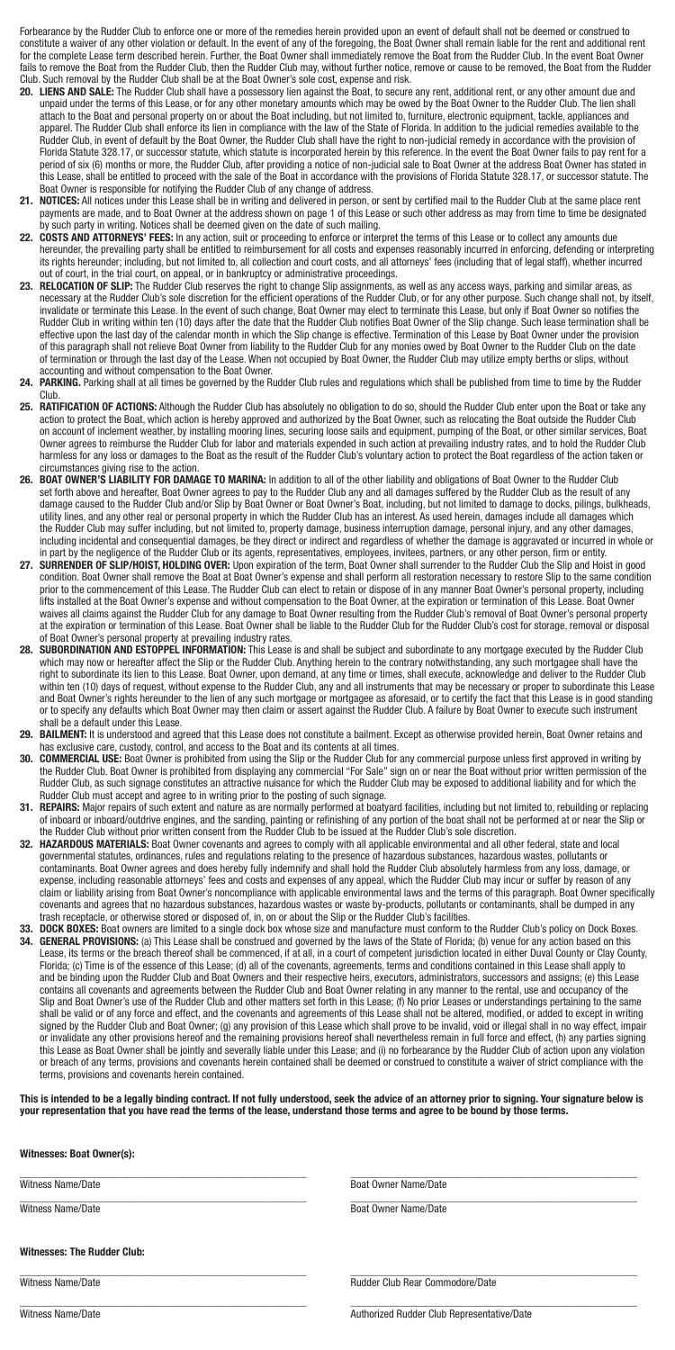Forbearance by the Rudder Club to enforce one or more of the remedies herein provided upon an event of default shall not be deemed or construed to constitute a waiver of any other violation or default. In the event of any of the foregoing, the Boat Owner shall remain liable for the rent and additional rent for the complete Lease term described herein. Further, the Boat Owner shall immediately remove the Boat from the Rudder Club. In the event Boat Owner fails to remove the Boat from the Rudder Club, then the Rudder Club may, without further notice, remove or cause to be removed, the Boat from the Rudder Club. Such removal by the Rudder Club shall be at the Boat Owner's sole cost, expense and risk.

20. **LIENS AND SALE:** The Rudder Club shall have a possessory lien against the Boat, to secure any rent, additional rent, or any other amount due and unpaid under the terms of this Lease, or for any other monetary amounts which may be owed by the Boat Owner to the Rudder Club. The lien shall attach to the Boat and personal property on or about the Boat including, but not limited to, furniture, electronic equipment, tackle, appliances and apparel. The Rudder Club shall enforce its lien in compliance with the law of the State of Florida. In addition to the judicial remedies available to the Rudder Club, in event of default by the Boat Owner, the Rudder Club shall have the right to non-judicial remedy in accordance with the provision of Florida Statute 328.17, or successor statute, which statute is incorporated herein by this reference. In the event the Boat Owner fails to pay rent for a period of six (6) months or more, the Rudder Club, after providing a notice of non-judicial sale to Boat Owner at the address Boat Owner has stated in this Lease, shall be entitled to proceed with the sale of the Boat in accordance with the provisions of Florida Statute 328.17, or successor statute. The Boat Owner is responsible for notifying the Rudder Club of any change of address.
21. **NOTICES:** All notices under this Lease shall be in writing and delivered in person, or sent by certified mail to the Rudder Club at the same place rent payments are made, and to Boat Owner at the address shown on page 1 of this Lease or such other address as may from time to time be designated by such party in writing. Notices shall be deemed given on the date of such mailing.
22. **COSTS AND ATTORNEYS' FEES:** In any action, suit or proceeding to enforce or interpret the terms of this Lease or to collect any amounts due hereunder, the prevailing party shall be entitled to reimbursement for all costs and expenses reasonably incurred in enforcing, defending or interpreting its rights hereunder; including, but not limited to, all collection and court costs, and all attorneys' fees (including that of legal staff), whether incurred out of court, in the trial court, on appeal, or in bankruptcy or administrative proceedings.
23. **RELOCATION OF SLIP:** The Rudder Club reserves the right to change Slip assignments, as well as any access ways, parking and similar areas, as necessary at the Rudder Club's sole discretion for the efficient operations of the Rudder Club, or for any other purpose. Such change shall not, by itself, invalidate or terminate this Lease. In the event of such change, Boat Owner may elect to terminate this Lease, but only if Boat Owner so notifies the Rudder Club in writing within ten (10) days after the date that the Rudder Club notifies Boat Owner of the Slip change. Such lease termination shall be effective upon the last day of the calendar month in which the Slip change is effective. Termination of this Lease by Boat Owner under the provision of this paragraph shall not relieve Boat Owner from liability to the Rudder Club for any monies owed by Boat Owner to the Rudder Club on the date of termination or through the last day of the Lease. When not occupied by Boat Owner, the Rudder Club may utilize empty berths or slips, without accounting and without compensation to the Boat Owner.
24. **PARKING.** Parking shall at all times be governed by the Rudder Club rules and regulations which shall be published from time to time by the Rudder Club.
25. **RATIFICATION OF ACTIONS:** Although the Rudder Club has absolutely no obligation to do so, should the Rudder Club enter upon the Boat or take any action to protect the Boat, which action is hereby approved and authorized by the Boat Owner, such as relocating the Boat outside the Rudder Club on account of inclement weather, by installing mooring lines, securing loose sails and equipment, pumping of the Boat, or other similar services, Boat Owner agrees to reimburse the Rudder Club for labor and materials expended in such action at prevailing industry rates, and to hold the Rudder Club harmless for any loss or damages to the Boat as the result of the Rudder Club's voluntary action to protect the Boat regardless of the action taken or circumstances giving rise to the action.
26. **BOAT OWNER'S LIABILITY FOR DAMAGE TO MARINA:** In addition to all of the other liability and obligations of Boat Owner to the Rudder Club set forth above and hereafter, Boat Owner agrees to pay to the Rudder Club any and all damages suffered by the Rudder Club as the result of any damage caused to the Rudder Club and/or Slip by Boat Owner or Boat Owner's Boat, including, but not limited to damage to docks, pilings, bulkheads, utility lines, and any other real or personal property in which the Rudder Club has an interest. As used herein, damages include all damages which the Rudder Club may suffer including, but not limited to, property damage, business interruption damage, personal injury, and any other damages, including incidental and consequential damages, be they direct or indirect and regardless of whether the damage is aggravated or incurred in whole or in part by the negligence of the Rudder Club or its agents, representatives, employees, invitees, partners, or any other person, firm or entity.
27. **SURRENDER OF SLIP/HOIST, HOLDING OVER:** Upon expiration of the term, Boat Owner shall surrender to the Rudder Club the Slip and Hoist in good condition. Boat Owner shall remove the Boat at Boat Owner's expense and shall perform all restoration necessary to restore Slip to the same condition prior to the commencement of this Lease. The Rudder Club can elect to retain or dispose of in any manner Boat Owner's personal property, including lifts installed at the Boat Owner's expense and without compensation to the Boat Owner, at the expiration or termination of this Lease. Boat Owner waives all claims against the Rudder Club for any damage to Boat Owner resulting from the Rudder Club's removal of Boat Owner's personal property at the expiration or termination of this Lease. Boat Owner shall be liable to the Rudder Club for the Rudder Club's cost for storage, removal or disposal of Boat Owner's personal property at prevailing industry rates.
28. **SUBORDINATION AND ESTOPPEL INFORMATION:** This Lease is and shall be subject and subordinate to any mortgage executed by the Rudder Club which may now or hereafter affect the Slip or the Rudder Club. Anything herein to the contrary notwithstanding, any such mortgagee shall have the right to subordinate its lien to this Lease. Boat Owner, upon demand, at any time or times, shall execute, acknowledge and deliver to the Rudder Club within ten (10) days of request, without expense to the Rudder Club, any and all instruments that may be necessary or proper to subordinate this Lease and Boat Owner's rights hereunder to the lien of any such mortgage or mortgagee as aforesaid, or to certify the fact that this Lease is in good standing or to specify any defaults which Boat Owner may then claim or assert against the Rudder Club. A failure by Boat Owner to execute such instrument shall be a default under this Lease.
29. **BAILMENT:** It is understood and agreed that this Lease does not constitute a bailment. Except as otherwise provided herein, Boat Owner retains and has exclusive care, custody, control, and access to the Boat and its contents at all times.
30. **COMMERCIAL USE:** Boat Owner is prohibited from using the Slip or the Rudder Club for any commercial purpose unless first approved in writing by the Rudder Club. Boat Owner is prohibited from displaying any commercial "For Sale" sign on or near the Boat without prior written permission of the Rudder Club, as such signage constitutes an attractive nuisance for which the Rudder Club may be exposed to additional liability and for which the Rudder Club must accept and agree to in writing prior to the posting of such signage.
31. **REPAIRS:** Major repairs of such extent and nature as are normally performed at boatyard facilities, including but not limited to, rebuilding or replacing of inboard or inboard/outdrive engines, and the sanding, painting or refinishing of any portion of the boat shall not be performed at or near the Slip or the Rudder Club without prior written consent from the Rudder Club to be issued at the Rudder Club's sole discretion.
32. **HAZARDOUS MATERIALS:** Boat Owner covenants and agrees to comply with all applicable environmental and all other federal, state and local governmental statutes, ordinances, rules and regulations relating to the presence of hazardous substances, hazardous wastes, pollutants or contaminants. Boat Owner agrees and does hereby fully indemnify and shall hold the Rudder Club absolutely harmless from any loss, damage, or expense, including reasonable attorneys' fees and costs and expenses of any appeal, which the Rudder Club may incur or suffer by reason of any claim or liability arising from Boat Owner's noncompliance with applicable environmental laws and the terms of this paragraph. Boat Owner specifically covenants and agrees that no hazardous substances, hazardous wastes or waste by-products, pollutants or contaminants, shall be dumped in any trash receptacle, or otherwise stored or disposed of, in, on or about the Slip or the Rudder Club's facilities.
33. **DOCK BOXES:** Boat owners are limited to a single dock box whose size and manufacture must conform to the Rudder Club's policy on Dock Boxes.
34. **GENERAL PROVISIONS:** (a) This Lease shall be construed and governed by the laws of the State of Florida; (b) venue for any action based on this Lease, its terms or the breach thereof shall be commenced, if at all, in a court of competent jurisdiction located in either Duval County or Clay County, Florida; (c) Time is of the essence of this Lease; (d) all of the covenants, agreements, terms and conditions contained in this Lease shall apply to and be binding upon the Rudder Club and Boat Owners and their respective heirs, executors, administrators, successors and assigns; (e) this Lease contains all covenants and agreements between the Rudder Club and Boat Owner relating in any manner to the rental, use and occupancy of the Slip and Boat Owner's use of the Rudder Club and other matters set forth in this Lease; (f) No prior Leases or understandings pertaining to the same shall be valid or of any force and effect, and the covenants and agreements of this Lease shall not be altered, modified, or added to except in writing signed by the Rudder Club and Boat Owner; (g) any provision of this Lease which shall prove to be invalid, void or illegal shall in no way effect, impair or invalidate any other provisions hereof and the remaining provisions hereof shall nevertheless remain in full force and effect, (h) any parties signing this Lease as Boat Owner shall be jointly and severally liable under this Lease; and (i) no forbearance by the Rudder Club of action upon any violation or breach of any terms, provisions and covenants herein contained shall be deemed or construed to constitute a waiver of strict compliance with the terms, provisions and covenants herein contained.

**This is intended to be a legally binding contract. If not fully understood, seek the advice of an attorney prior to signing. Your signature below is your representation that you have read the terms of the lease, understand those terms and agree to be bound by those terms.**

**Witnesses: Boat Owner(s):**

| | |
|---|---|
| \_\_\_\_\_\_\_\_\_\_\_\_\_\_\_\_\_\_\_\_\_\_\_\_ | \_\_\_\_\_\_\_\_\_\_\_\_\_\_\_\_\_\_\_\_\_\_\_\_ |
| Witness Name/Date | Boat Owner Name/Date |
| \_\_\_\_\_\_\_\_\_\_\_\_\_\_\_\_\_\_\_\_\_\_\_\_ | \_\_\_\_\_\_\_\_\_\_\_\_\_\_\_\_\_\_\_\_\_\_\_\_ |
| Witness Name/Date | Boat Owner Name/Date |

**Witnesses: The Rudder Club:**

| | |
|---|---|
| \_\_\_\_\_\_\_\_\_\_\_\_\_\_\_\_\_\_\_\_\_\_\_\_ | \_\_\_\_\_\_\_\_\_\_\_\_\_\_\_\_\_\_\_\_\_\_\_\_ |
| Witness Name/Date | Rudder Club Rear Commodore/Date |
| \_\_\_\_\_\_\_\_\_\_\_\_\_\_\_\_\_\_\_\_\_\_\_\_ | \_\_\_\_\_\_\_\_\_\_\_\_\_\_\_\_\_\_\_\_\_\_\_\_ |
| Witness Name/Date | Authorized Rudder Club Representative/Date |